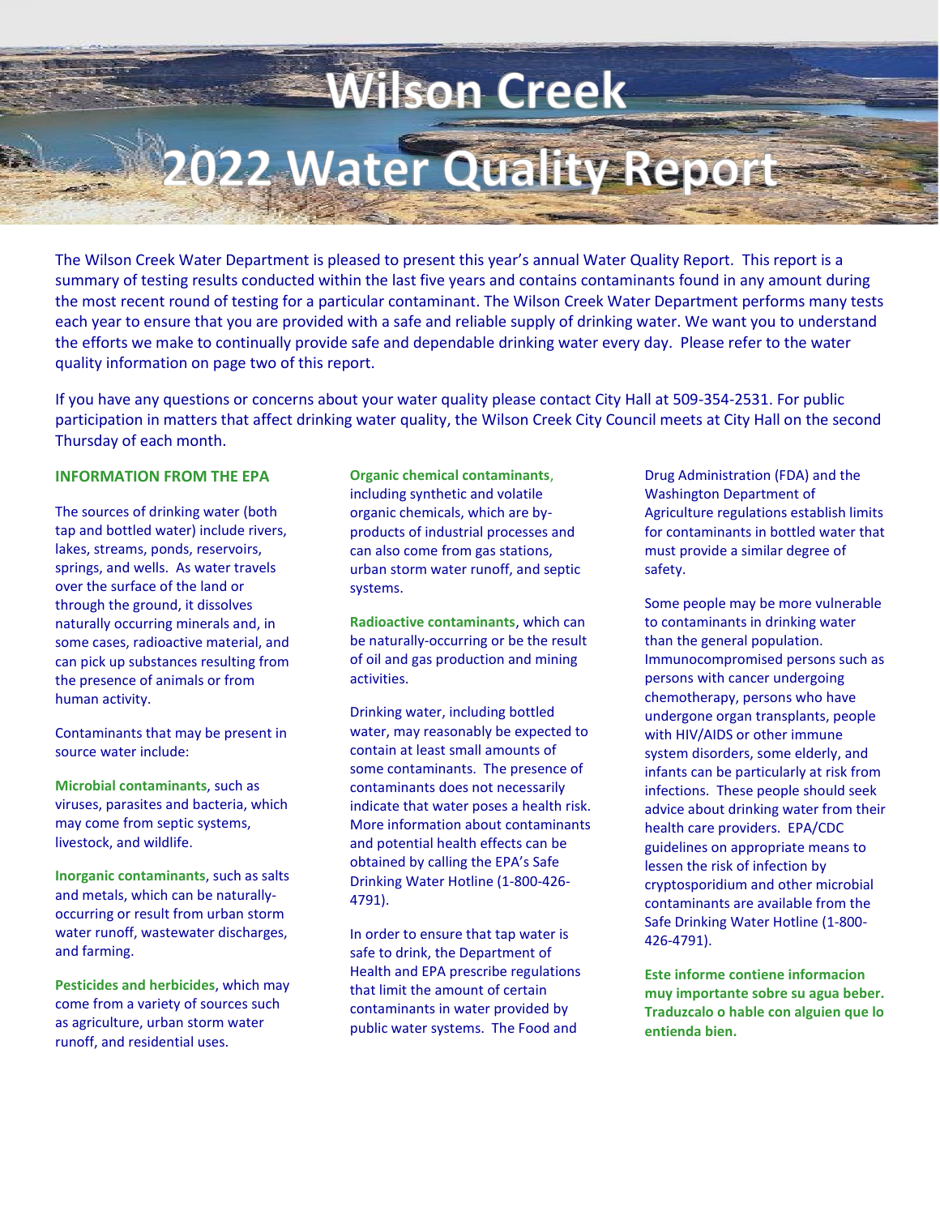# Wilson Creek 2022 Water Quality Report

The Wilson Creek Water Department is pleased to present this year's annual Water Quality Report. This report is a summary of testing results conducted within the last five years and contains contaminants found in any amount during the most recent round of testing for a particular contaminant. The Wilson Creek Water Department performs many tests each year to ensure that you are provided with a safe and reliable supply of drinking water. We want you to understand the efforts we make to continually provide safe and dependable drinking water every day. Please refer to the water quality information on page two of this report.

If you have any questions or concerns about your water quality please contact City Hall at 509-354-2531. For public participation in matters that affect drinking water quality, the Wilson Creek City Council meets at City Hall on the second Thursday of each month.

## INFORMATION FROM THE EPA

The sources of drinking water (both tap and bottled water) include rivers, lakes, streams, ponds, reservoirs, springs, and wells. As water travels over the surface of the land or through the ground, it dissolves naturally occurring minerals and, in some cases, radioactive material, and can pick up substances resulting from the presence of animals or from human activity.

Contaminants that may be present in source water include:

**Microbial contaminants**, such as viruses, parasites and bacteria, which may come from septic systems, livestock, and wildlife.

**Inorganic contaminants**, such as salts and metals, which can be naturally-occurring or result from urban storm water runoff, wastewater discharges, and farming.

**Pesticides and herbicides**, which may come from a variety of sources such as agriculture, urban storm water runoff, and residential uses.

**Organic chemical contaminants**, including synthetic and volatile organic chemicals, which are by-products of industrial processes and can also come from gas stations, urban storm water runoff, and septic systems.

**Radioactive contaminants**, which can be naturally-occurring or be the result of oil and gas production and mining activities.

Drinking water, including bottled water, may reasonably be expected to contain at least small amounts of some contaminants. The presence of contaminants does not necessarily indicate that water poses a health risk. More information about contaminants and potential health effects can be obtained by calling the EPA's Safe Drinking Water Hotline (1-800-426-4791).

In order to ensure that tap water is safe to drink, the Department of Health and EPA prescribe regulations that limit the amount of certain contaminants in water provided by public water systems. The Food and Drug Administration (FDA) and the Washington Department of Agriculture regulations establish limits for contaminants in bottled water that must provide a similar degree of safety.

Some people may be more vulnerable to contaminants in drinking water than the general population. Immunocompromised persons such as persons with cancer undergoing chemotherapy, persons who have undergone organ transplants, people with HIV/AIDS or other immune system disorders, some elderly, and infants can be particularly at risk from infections. These people should seek advice about drinking water from their health care providers. EPA/CDC guidelines on appropriate means to lessen the risk of infection by cryptosporidium and other microbial contaminants are available from the Safe Drinking Water Hotline (1-800-426-4791).

**Este informe contiene informacion muy importante sobre su agua beber. Traduzcalo o hable con alguien que lo entienda bien.**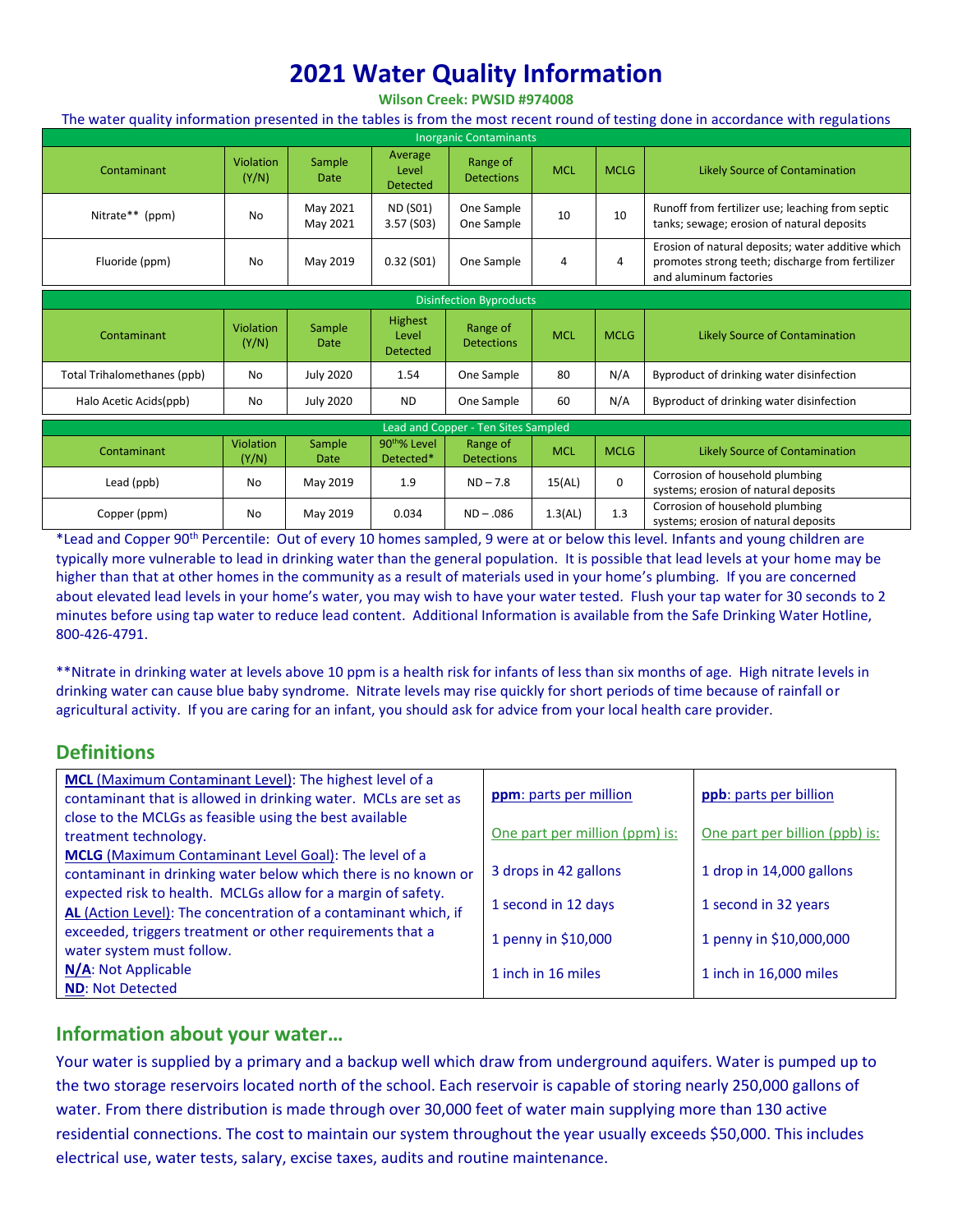# 2021 Water Quality Information

**Wilson Creek: PWSID #974008**

The water quality information presented in the tables is from the most recent round of testing done in accordance with regulations

| Inorganic Contaminants | | | | | | | |
|---|---|---|---|---|---|---|---|
| Contaminant | Violation (Y/N) | Sample Date | Average Level Detected | Range of Detections | MCL | MCLG | Likely Source of Contamination |
| Nitrate** (ppm) | No | May 2021<br>May 2021 | ND (S01)<br>3.57 (S03) | One Sample<br>One Sample | 10 | 10 | Runoff from fertilizer use; leaching from septic tanks; sewage; erosion of natural deposits |
| Fluoride (ppm) | No | May 2019 | 0.32 (S01) | One Sample | 4 | 4 | Erosion of natural deposits; water additive which promotes strong teeth; discharge from fertilizer and aluminum factories |

| Disinfection Byproducts | | | | | | | |
|---|---|---|---|---|---|---|---|
| Contaminant | Violation (Y/N) | Sample Date | Highest Level Detected | Range of Detections | MCL | MCLG | Likely Source of Contamination |
| Total Trihalomethanes (ppb) | No | July 2020 | 1.54 | One Sample | 80 | N/A | Byproduct of drinking water disinfection |
| Halo Acetic Acids(ppb) | No | July 2020 | ND | One Sample | 60 | N/A | Byproduct of drinking water disinfection |

| Lead and Copper - Ten Sites Sampled | | | | | | | |
|---|---|---|---|---|---|---|---|
| Contaminant | Violation (Y/N) | Sample Date | 90th% Level Detected* | Range of Detections | MCL | MCLG | Likely Source of Contamination |
| Lead (ppb) | No | May 2019 | 1.9 | ND – 7.8 | 15(AL) | 0 | Corrosion of household plumbing systems; erosion of natural deposits |
| Copper (ppm) | No | May 2019 | 0.034 | ND – .086 | 1.3(AL) | 1.3 | Corrosion of household plumbing systems; erosion of natural deposits |

*Lead and Copper 90th Percentile: Out of every 10 homes sampled, 9 were at or below this level. Infants and young children are typically more vulnerable to lead in drinking water than the general population. It is possible that lead levels at your home may be higher than that at other homes in the community as a result of materials used in your home's plumbing. If you are concerned about elevated lead levels in your home's water, you may wish to have your water tested. Flush your tap water for 30 seconds to 2 minutes before using tap water to reduce lead content. Additional Information is available from the Safe Drinking Water Hotline, 800-426-4791.

**Nitrate in drinking water at levels above 10 ppm is a health risk for infants of less than six months of age. High nitrate levels in drinking water can cause blue baby syndrome. Nitrate levels may rise quickly for short periods of time because of rainfall or agricultural activity. If you are caring for an infant, you should ask for advice from your local health care provider.

## Definitions

**MCL** (Maximum Contaminant Level): The highest level of a contaminant that is allowed in drinking water. MCLs are set as close to the MCLGs as feasible using the best available treatment technology.
**MCLG** (Maximum Contaminant Level Goal): The level of a contaminant in drinking water below which there is no known or expected risk to health. MCLGs allow for a margin of safety.
**AL** (Action Level): The concentration of a contaminant which, if exceeded, triggers treatment or other requirements that a water system must follow.
**N/A**: Not Applicable
**ND**: Not Detected

| **ppm**: parts per million | **ppb**: parts per billion |
|---|---|
| One part per million (ppm) is: | One part per billion (ppb) is: |
| 3 drops in 42 gallons | 1 drop in 14,000 gallons |
| 1 second in 12 days | 1 second in 32 years |
| 1 penny in $10,000 | 1 penny in $10,000,000 |
| 1 inch in 16 miles | 1 inch in 16,000 miles |

## Information about your water…

Your water is supplied by a primary and a backup well which draw from underground aquifers. Water is pumped up to the two storage reservoirs located north of the school. Each reservoir is capable of storing nearly 250,000 gallons of water. From there distribution is made through over 30,000 feet of water main supplying more than 130 active residential connections. The cost to maintain our system throughout the year usually exceeds $50,000. This includes electrical use, water tests, salary, excise taxes, audits and routine maintenance.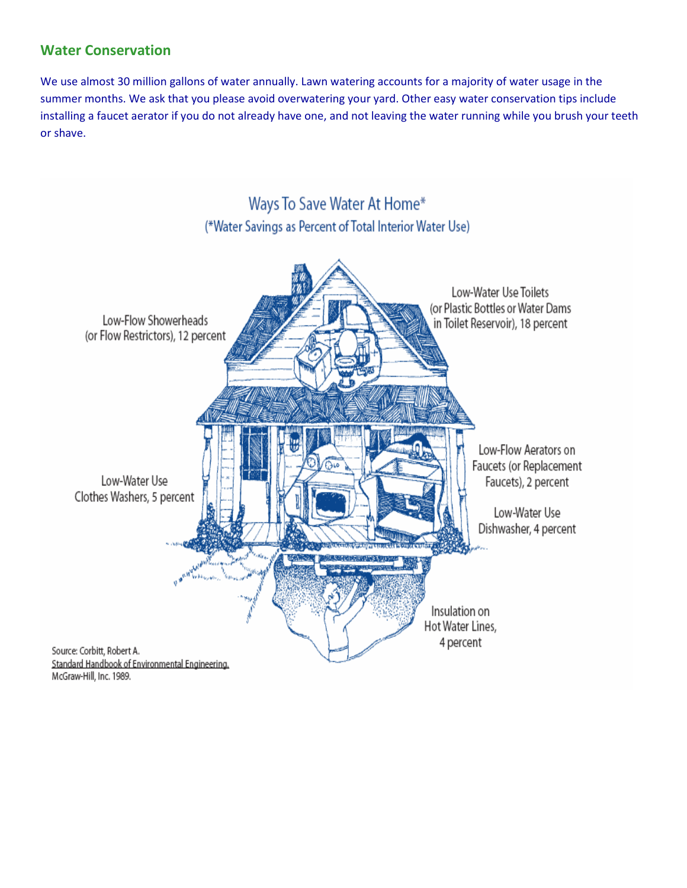## Water Conservation

We use almost 30 million gallons of water annually. Lawn watering accounts for a majority of water usage in the summer months. We ask that you please avoid overwatering your yard. Other easy water conservation tips include installing a faucet aerator if you do not already have one, and not leaving the water running while you brush your teeth or shave.

Ways To Save Water At Home*

(*Water Savings as Percent of Total Interior Water Use)

Low-Flow Showerheads (or Flow Restrictors), 12 percent

Low-Water Use Toilets (or Plastic Bottles or Water Dams in Toilet Reservoir), 18 percent

Low-Water Use Clothes Washers, 5 percent

Low-Flow Aerators on Faucets (or Replacement Faucets), 2 percent

Low-Water Use Dishwasher, 4 percent

Insulation on Hot Water Lines, 4 percent

Source: Corbitt, Robert A. Standard Handbook of Environmental Engineering. McGraw-Hill, Inc. 1989.